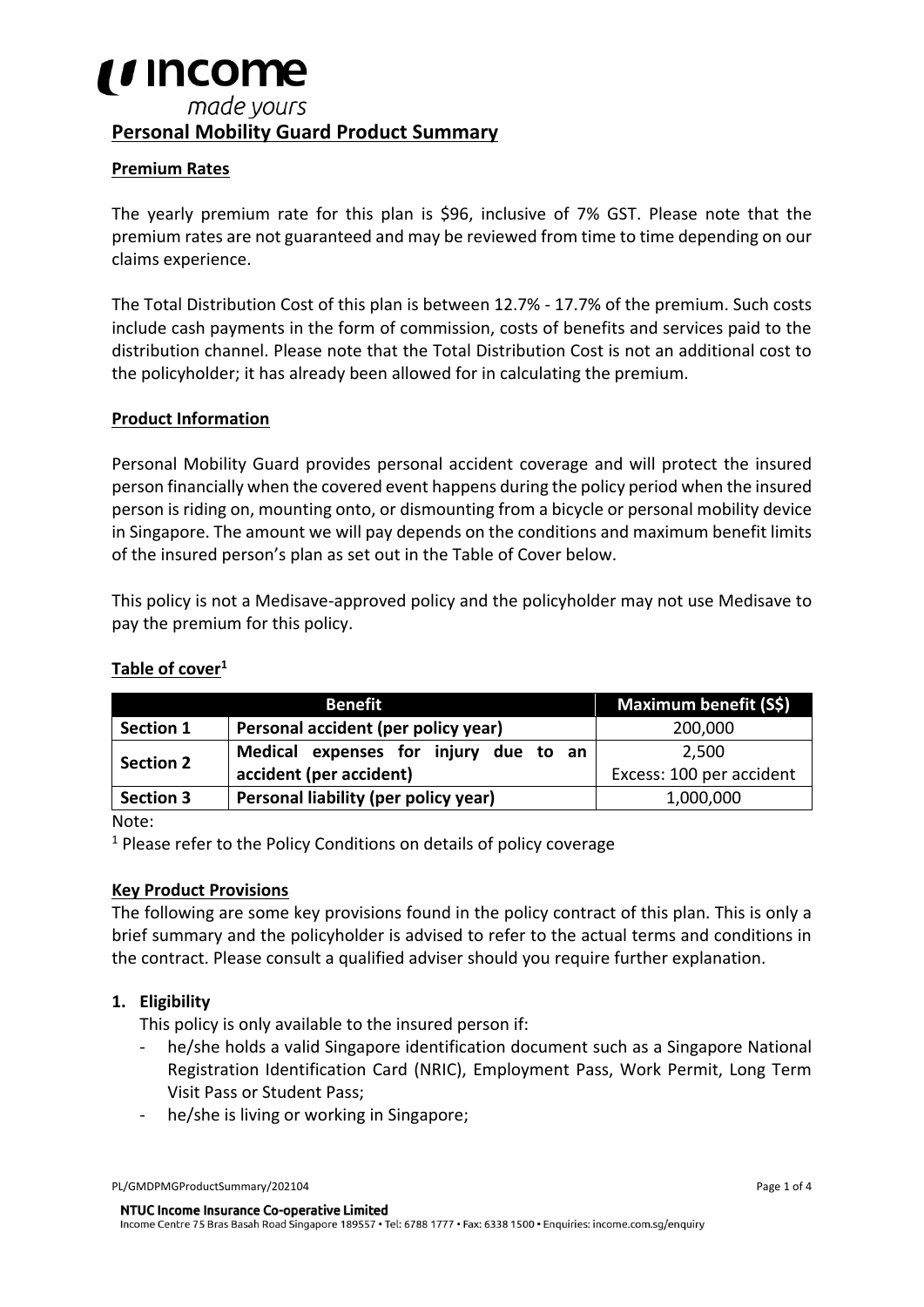# Personal Mobility Guard Product Summary

## Premium Rates

The yearly premium rate for this plan is $96, inclusive of 7% GST. Please note that the premium rates are not guaranteed and may be reviewed from time to time depending on our claims experience.

The Total Distribution Cost of this plan is between 12.7% - 17.7% of the premium. Such costs include cash payments in the form of commission, costs of benefits and services paid to the distribution channel. Please note that the Total Distribution Cost is not an additional cost to the policyholder; it has already been allowed for in calculating the premium.

## Product Information

Personal Mobility Guard provides personal accident coverage and will protect the insured person financially when the covered event happens during the policy period when the insured person is riding on, mounting onto, or dismounting from a bicycle or personal mobility device in Singapore. The amount we will pay depends on the conditions and maximum benefit limits of the insured person's plan as set out in the Table of Cover below.

This policy is not a Medisave-approved policy and the policyholder may not use Medisave to pay the premium for this policy.

## Table of cover[1]

| Benefit | | Maximum benefit (S$) |
|---|---|---|
| **Section 1** | **Personal accident (per policy year)** | 200,000 |
| **Section 2** | **Medical expenses for injury due to an accident (per accident)** | 2,500<br>Excess: 100 per accident |
| **Section 3** | **Personal liability (per policy year)** | 1,000,000 |

Note:

[1] Please refer to the Policy Conditions on details of policy coverage

## Key Product Provisions

The following are some key provisions found in the policy contract of this plan. This is only a brief summary and the policyholder is advised to refer to the actual terms and conditions in the contract. Please consult a qualified adviser should you require further explanation.

### 1. Eligibility

This policy is only available to the insured person if:

- he/she holds a valid Singapore identification document such as a Singapore National Registration Identification Card (NRIC), Employment Pass, Work Permit, Long Term Visit Pass or Student Pass;
- he/she is living or working in Singapore;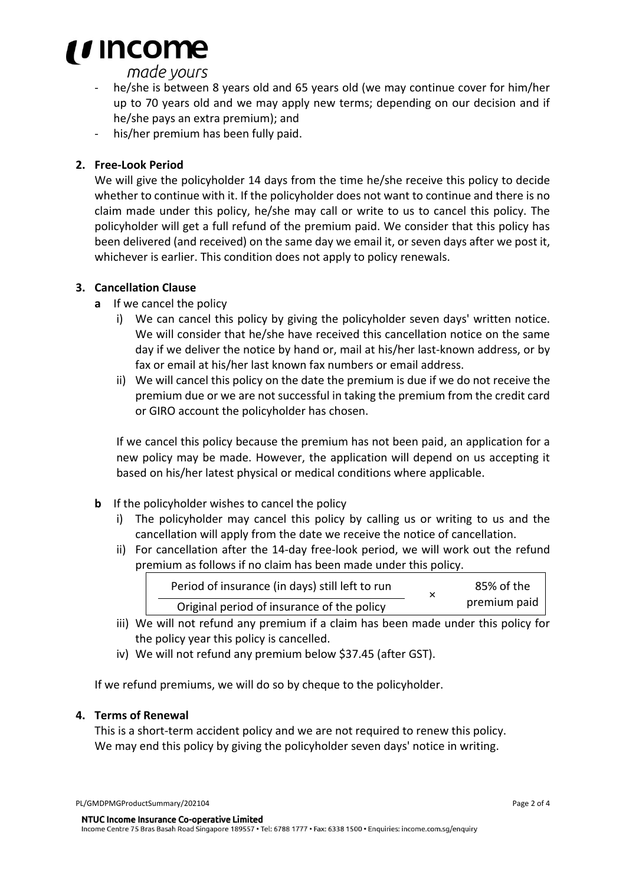- he/she is between 8 years old and 65 years old (we may continue cover for him/her up to 70 years old and we may apply new terms; depending on our decision and if he/she pays an extra premium); and
- his/her premium has been fully paid.

**2. Free-Look Period**

We will give the policyholder 14 days from the time he/she receive this policy to decide whether to continue with it. If the policyholder does not want to continue and there is no claim made under this policy, he/she may call or write to us to cancel this policy. The policyholder will get a full refund of the premium paid. We consider that this policy has been delivered (and received) on the same day we email it, or seven days after we post it, whichever is earlier. This condition does not apply to policy renewals.

**3. Cancellation Clause**

**a** If we cancel the policy

i) We can cancel this policy by giving the policyholder seven days' written notice. We will consider that he/she have received this cancellation notice on the same day if we deliver the notice by hand or, mail at his/her last-known address, or by fax or email at his/her last known fax numbers or email address.

ii) We will cancel this policy on the date the premium is due if we do not receive the premium due or we are not successful in taking the premium from the credit card or GIRO account the policyholder has chosen.

If we cancel this policy because the premium has not been paid, an application for a new policy may be made. However, the application will depend on us accepting it based on his/her latest physical or medical conditions where applicable.

**b** If the policyholder wishes to cancel the policy

i) The policyholder may cancel this policy by calling us or writing to us and the cancellation will apply from the date we receive the notice of cancellation.

ii) For cancellation after the 14-day free-look period, we will work out the refund premium as follows if no claim has been made under this policy.

$$\frac{\text{Period of insurance (in days) still left to run}}{\text{Original period of insurance of the policy}} \times \text{85\% of the premium paid}$$

iii) We will not refund any premium if a claim has been made under this policy for the policy year this policy is cancelled.

iv) We will not refund any premium below $37.45 (after GST).

If we refund premiums, we will do so by cheque to the policyholder.

**4. Terms of Renewal**

This is a short-term accident policy and we are not required to renew this policy.
We may end this policy by giving the policyholder seven days' notice in writing.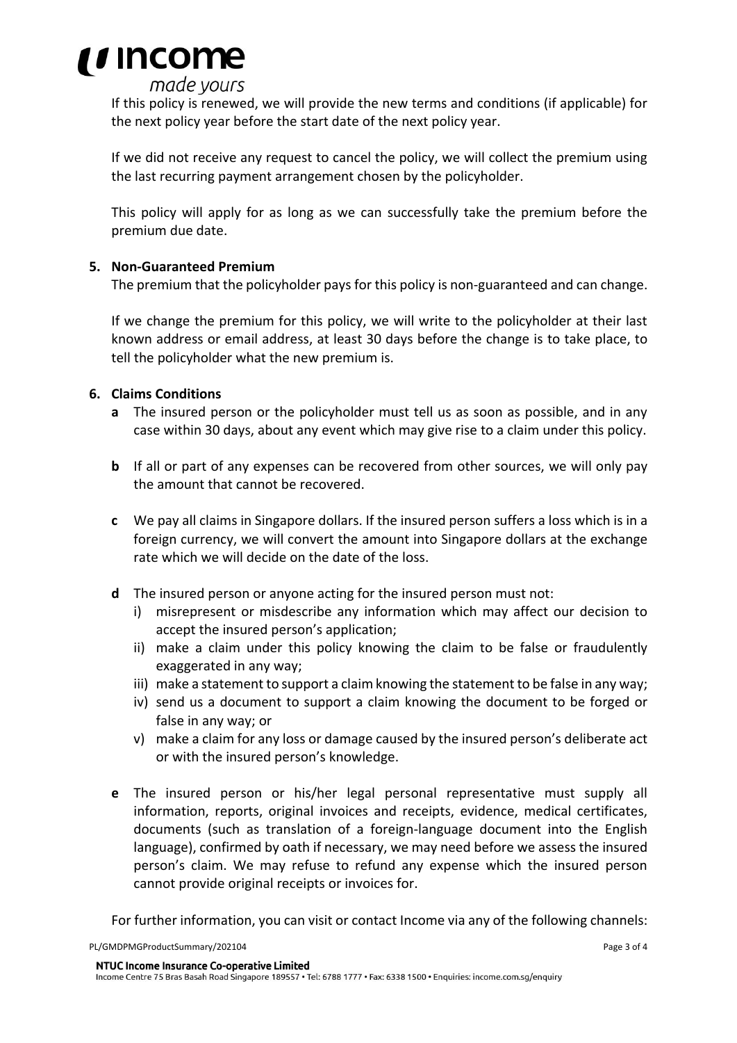If this policy is renewed, we will provide the new terms and conditions (if applicable) for the next policy year before the start date of the next policy year.

If we did not receive any request to cancel the policy, we will collect the premium using the last recurring payment arrangement chosen by the policyholder.

This policy will apply for as long as we can successfully take the premium before the premium due date.

**5. Non-Guaranteed Premium**

The premium that the policyholder pays for this policy is non-guaranteed and can change.

If we change the premium for this policy, we will write to the policyholder at their last known address or email address, at least 30 days before the change is to take place, to tell the policyholder what the new premium is.

**6. Claims Conditions**

- **a** The insured person or the policyholder must tell us as soon as possible, and in any case within 30 days, about any event which may give rise to a claim under this policy.

- **b** If all or part of any expenses can be recovered from other sources, we will only pay the amount that cannot be recovered.

- **c** We pay all claims in Singapore dollars. If the insured person suffers a loss which is in a foreign currency, we will convert the amount into Singapore dollars at the exchange rate which we will decide on the date of the loss.

- **d** The insured person or anyone acting for the insured person must not:
  - i) misrepresent or misdescribe any information which may affect our decision to accept the insured person's application;
  - ii) make a claim under this policy knowing the claim to be false or fraudulently exaggerated in any way;
  - iii) make a statement to support a claim knowing the statement to be false in any way;
  - iv) send us a document to support a claim knowing the document to be forged or false in any way; or
  - v) make a claim for any loss or damage caused by the insured person's deliberate act or with the insured person's knowledge.

- **e** The insured person or his/her legal personal representative must supply all information, reports, original invoices and receipts, evidence, medical certificates, documents (such as translation of a foreign-language document into the English language), confirmed by oath if necessary, we may need before we assess the insured person's claim. We may refuse to refund any expense which the insured person cannot provide original receipts or invoices for.

For further information, you can visit or contact Income via any of the following channels: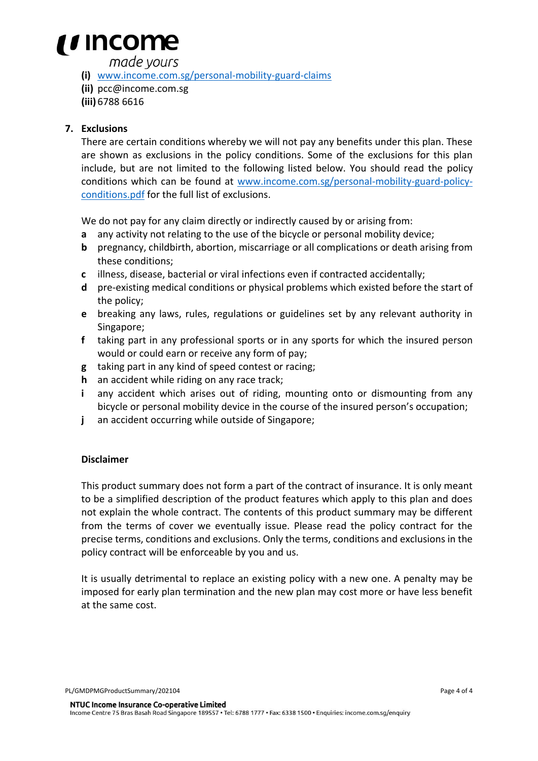(i) www.income.com.sg/personal-mobility-guard-claims
(ii) pcc@income.com.sg
(iii) 6788 6616

## 7. Exclusions

There are certain conditions whereby we will not pay any benefits under this plan. These are shown as exclusions in the policy conditions. Some of the exclusions for this plan include, but are not limited to the following listed below. You should read the policy conditions which can be found at www.income.com.sg/personal-mobility-guard-policy-conditions.pdf for the full list of exclusions.

We do not pay for any claim directly or indirectly caused by or arising from:

**a** any activity not relating to the use of the bicycle or personal mobility device;
**b** pregnancy, childbirth, abortion, miscarriage or all complications or death arising from these conditions;
**c** illness, disease, bacterial or viral infections even if contracted accidentally;
**d** pre-existing medical conditions or physical problems which existed before the start of the policy;
**e** breaking any laws, rules, regulations or guidelines set by any relevant authority in Singapore;
**f** taking part in any professional sports or in any sports for which the insured person would or could earn or receive any form of pay;
**g** taking part in any kind of speed contest or racing;
**h** an accident while riding on any race track;
**i** any accident which arises out of riding, mounting onto or dismounting from any bicycle or personal mobility device in the course of the insured person's occupation;
**j** an accident occurring while outside of Singapore;

**Disclaimer**

This product summary does not form a part of the contract of insurance. It is only meant to be a simplified description of the product features which apply to this plan and does not explain the whole contract. The contents of this product summary may be different from the terms of cover we eventually issue. Please read the policy contract for the precise terms, conditions and exclusions. Only the terms, conditions and exclusions in the policy contract will be enforceable by you and us.

It is usually detrimental to replace an existing policy with a new one. A penalty may be imposed for early plan termination and the new plan may cost more or have less benefit at the same cost.